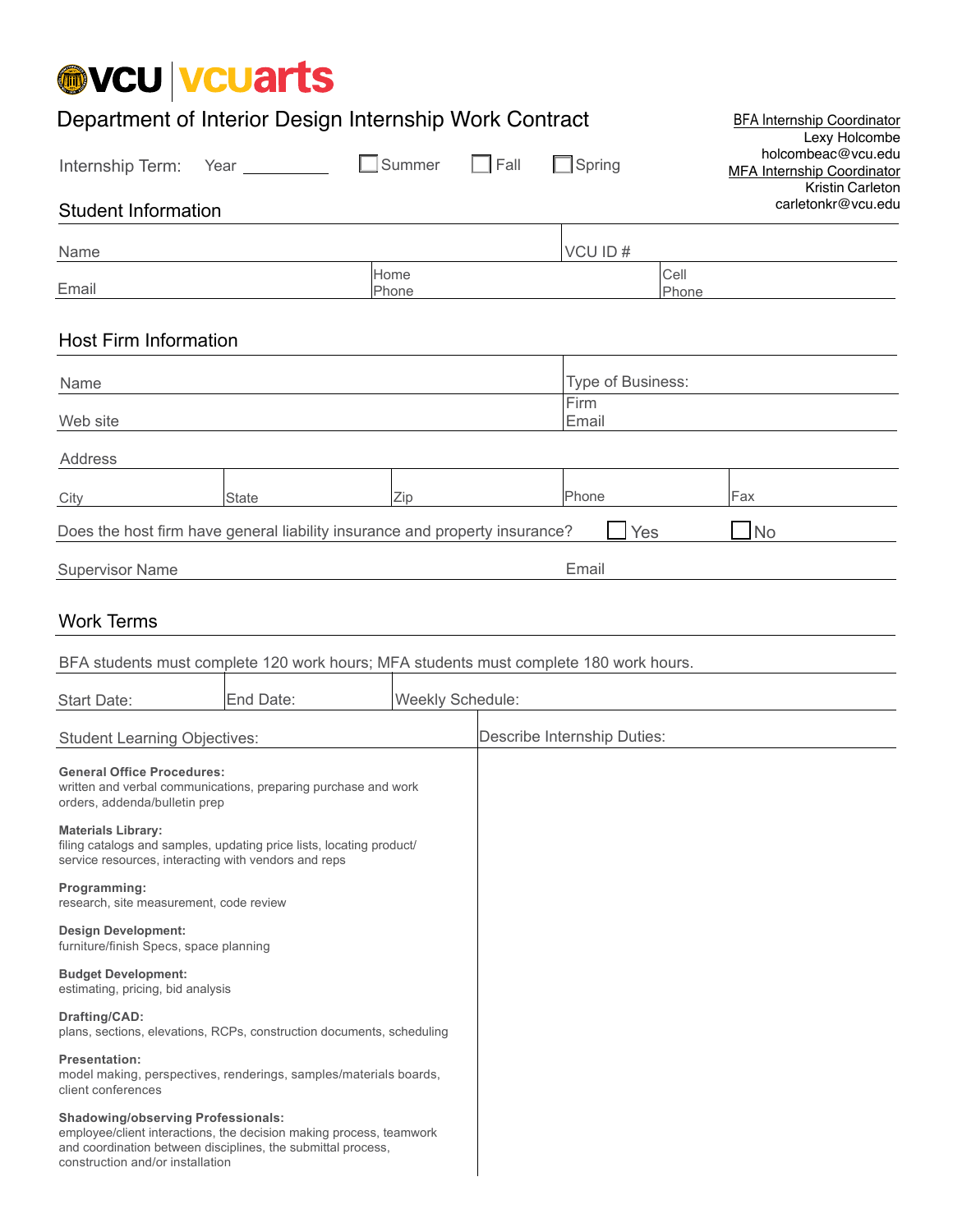vcu | vcuarts

# Department of Interior Design Internship Work Contract

BFA Internship Coordinator
Lexy Holcombe
holcombeac@vcu.edu

MFA Internship Coordinator
Kristin Carleton
carletonkr@vcu.edu

Internship Term: Year __________ ☐ Summer ☐ Fall ☐ Spring

## Student Information

| Name | | VCU ID # |
|---|---|---|
| Email | Home Phone | Cell Phone |

## Host Firm Information

| Name | | | Type of Business: | |
|---|---|---|---|---|
| Web site | | | Firm Email | |
| Address | | | | |
| City | State | Zip | Phone | Fax |

Does the host firm have general liability insurance and property insurance? ☐ Yes ☐ No

| Supervisor Name | Email |
|---|---|

## Work Terms

BFA students must complete 120 work hours; MFA students must complete 180 work hours.

| Start Date: | End Date: | Weekly Schedule: |
|---|---|---|

| Student Learning Objectives: | Describe Internship Duties: |
|---|---|
| **General Office Procedures:** written and verbal communications, preparing purchase and work orders, addenda/bulletin prep | |
| **Materials Library:** filing catalogs and samples, updating price lists, locating product/service resources, interacting with vendors and reps | |
| **Programming:** research, site measurement, code review | |
| **Design Development:** furniture/finish Specs, space planning | |
| **Budget Development:** estimating, pricing, bid analysis | |
| **Drafting/CAD:** plans, sections, elevations, RCPs, construction documents, scheduling | |
| **Presentation:** model making, perspectives, renderings, samples/materials boards, client conferences | |
| **Shadowing/observing Professionals:** employee/client interactions, the decision making process, teamwork and coordination between disciplines, the submittal process, construction and/or installation | |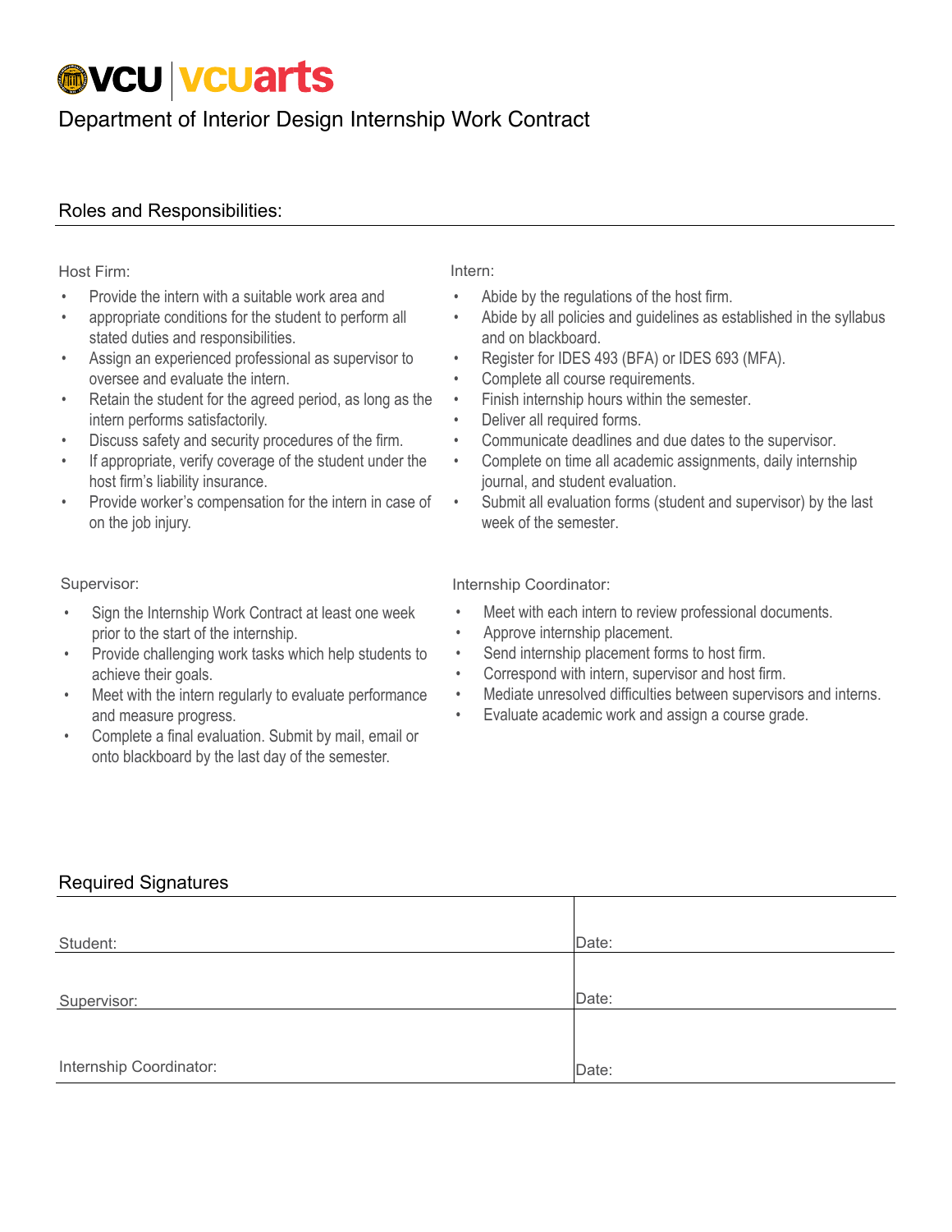# Department of Interior Design Internship Work Contract

## Roles and Responsibilities:

### Host Firm:

- Provide the intern with a suitable work area and
- appropriate conditions for the student to perform all stated duties and responsibilities.
- Assign an experienced professional as supervisor to oversee and evaluate the intern.
- Retain the student for the agreed period, as long as the intern performs satisfactorily.
- Discuss safety and security procedures of the firm.
- If appropriate, verify coverage of the student under the host firm's liability insurance.
- Provide worker's compensation for the intern in case of on the job injury.

### Intern:

- Abide by the regulations of the host firm.
- Abide by all policies and guidelines as established in the syllabus and on blackboard.
- Register for IDES 493 (BFA) or IDES 693 (MFA).
- Complete all course requirements.
- Finish internship hours within the semester.
- Deliver all required forms.
- Communicate deadlines and due dates to the supervisor.
- Complete on time all academic assignments, daily internship journal, and student evaluation.
- Submit all evaluation forms (student and supervisor) by the last week of the semester.

### Supervisor:

- Sign the Internship Work Contract at least one week prior to the start of the internship.
- Provide challenging work tasks which help students to achieve their goals.
- Meet with the intern regularly to evaluate performance and measure progress.
- Complete a final evaluation. Submit by mail, email or onto blackboard by the last day of the semester.

### Internship Coordinator:

- Meet with each intern to review professional documents.
- Approve internship placement.
- Send internship placement forms to host firm.
- Correspond with intern, supervisor and host firm.
- Mediate unresolved difficulties between supervisors and interns.
- Evaluate academic work and assign a course grade.

## Required Signatures

| | |
|---|---|
| Student: | Date: |
| Supervisor: | Date: |
| Internship Coordinator: | Date: |